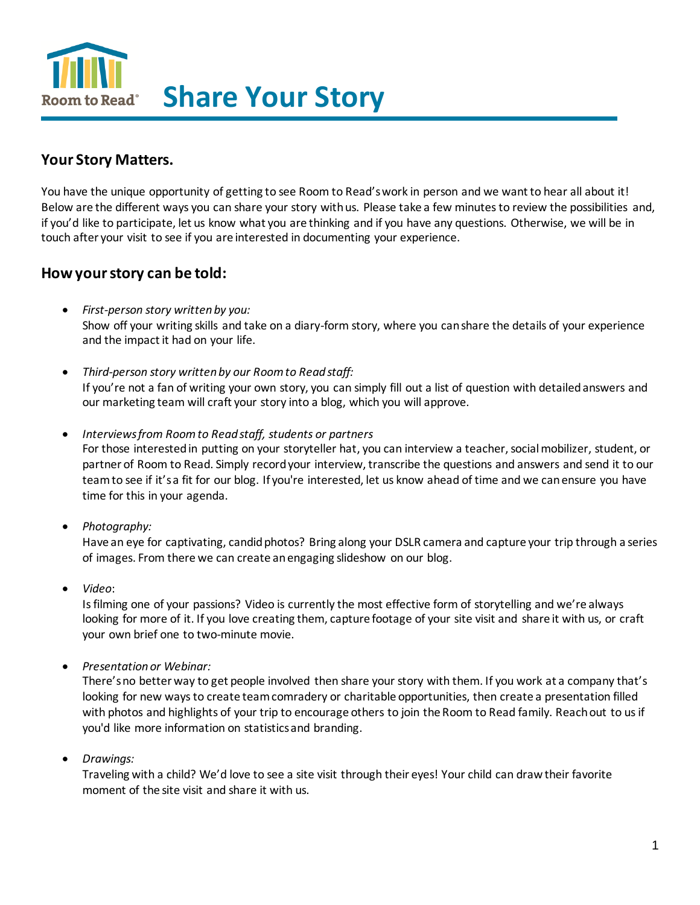# Share Your Story

## Your Story Matters.

You have the unique opportunity of getting to see Room to Read's work in person and we want to hear all about it! Below are the different ways you can share your story with us. Please take a few minutes to review the possibilities and, if you'd like to participate, let us know what you are thinking and if you have any questions. Otherwise, we will be in touch after your visit to see if you are interested in documenting your experience.

## How your story can be told:

- *First-person story written by you:*
  Show off your writing skills and take on a diary-form story, where you can share the details of your experience and the impact it had on your life.

- *Third-person story written by our Room to Read staff:*
  If you're not a fan of writing your own story, you can simply fill out a list of question with detailed answers and our marketing team will craft your story into a blog, which you will approve.

- *Interviews from Room to Read staff, students or partners*
  For those interested in putting on your storyteller hat, you can interview a teacher, social mobilizer, student, or partner of Room to Read. Simply record your interview, transcribe the questions and answers and send it to our team to see if it's a fit for our blog. If you're interested, let us know ahead of time and we can ensure you have time for this in your agenda.

- *Photography:*
  Have an eye for captivating, candid photos? Bring along your DSLR camera and capture your trip through a series of images. From there we can create an engaging slideshow on our blog.

- *Video*:
  Is filming one of your passions? Video is currently the most effective form of storytelling and we're always looking for more of it. If you love creating them, capture footage of your site visit and share it with us, or craft your own brief one to two-minute movie.

- *Presentation or Webinar:*
  There's no better way to get people involved then share your story with them. If you work at a company that's looking for new ways to create team comradery or charitable opportunities, then create a presentation filled with photos and highlights of your trip to encourage others to join the Room to Read family. Reach out to us if you'd like more information on statistics and branding.

- *Drawings:*
  Traveling with a child? We'd love to see a site visit through their eyes! Your child can draw their favorite moment of the site visit and share it with us.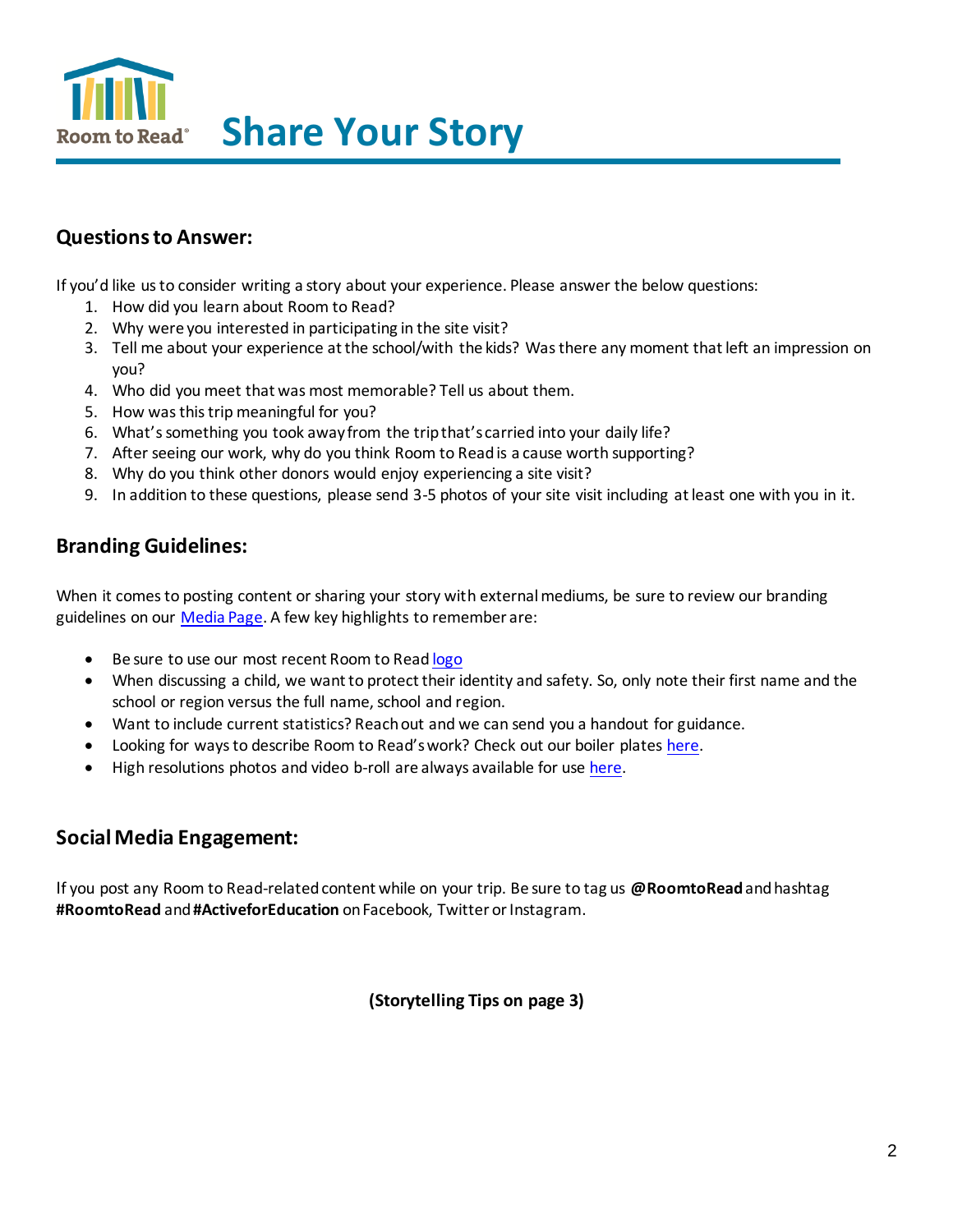# Share Your Story

## Questions to Answer:

If you'd like us to consider writing a story about your experience. Please answer the below questions:

1. How did you learn about Room to Read?
2. Why were you interested in participating in the site visit?
3. Tell me about your experience at the school/with the kids? Was there any moment that left an impression on you?
4. Who did you meet that was most memorable? Tell us about them.
5. How was this trip meaningful for you?
6. What's something you took away from the trip that's carried into your daily life?
7. After seeing our work, why do you think Room to Read is a cause worth supporting?
8. Why do you think other donors would enjoy experiencing a site visit?
9. In addition to these questions, please send 3-5 photos of your site visit including at least one with you in it.

## Branding Guidelines:

When it comes to posting content or sharing your story with external mediums, be sure to review our branding guidelines on our Media Page. A few key highlights to remember are:

- Be sure to use our most recent Room to Read logo
- When discussing a child, we want to protect their identity and safety. So, only note their first name and the school or region versus the full name, school and region.
- Want to include current statistics? Reach out and we can send you a handout for guidance.
- Looking for ways to describe Room to Read's work? Check out our boiler plates here.
- High resolutions photos and video b-roll are always available for use here.

## Social Media Engagement:

If you post any Room to Read-related content while on your trip. Be sure to tag us **@RoomtoRead** and hashtag **#RoomtoRead** and **#ActiveforEducation** on Facebook, Twitter or Instagram.

**(Storytelling Tips on page 3)**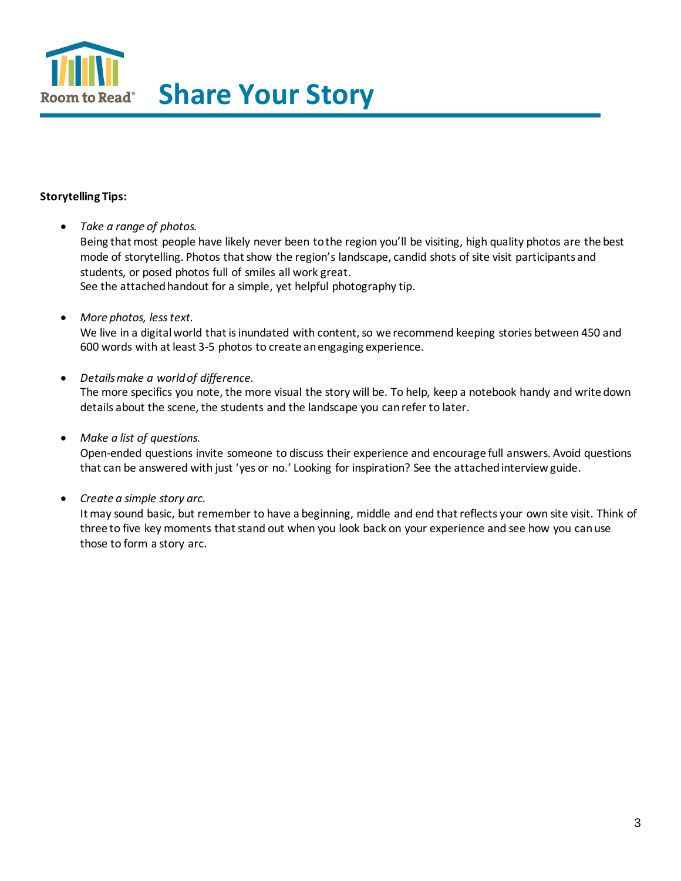# Share Your Story

**Storytelling Tips:**

- *Take a range of photos.*
  Being that most people have likely never been to the region you'll be visiting, high quality photos are the best mode of storytelling. Photos that show the region's landscape, candid shots of site visit participants and students, or posed photos full of smiles all work great.
  See the attached handout for a simple, yet helpful photography tip.

- *More photos, less text.*
  We live in a digital world that is inundated with content, so we recommend keeping stories between 450 and 600 words with at least 3-5 photos to create an engaging experience.

- *Details make a world of difference.*
  The more specifics you note, the more visual the story will be. To help, keep a notebook handy and write down details about the scene, the students and the landscape you can refer to later.

- *Make a list of questions.*
  Open-ended questions invite someone to discuss their experience and encourage full answers. Avoid questions that can be answered with just 'yes or no.' Looking for inspiration? See the attached interview guide.

- *Create a simple story arc.*
  It may sound basic, but remember to have a beginning, middle and end that reflects your own site visit. Think of three to five key moments that stand out when you look back on your experience and see how you can use those to form a story arc.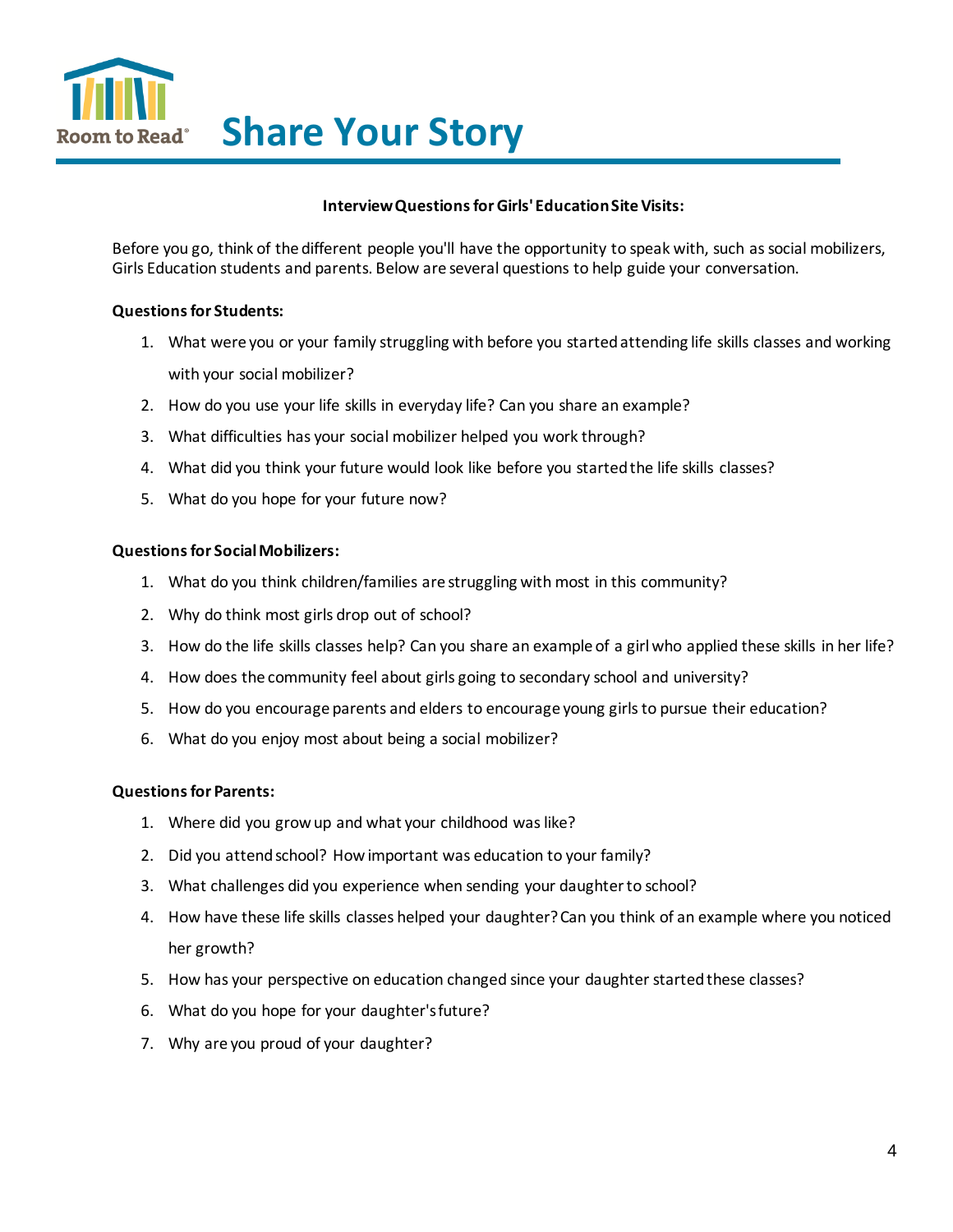# Share Your Story

**Interview Questions for Girls' Education Site Visits:**

Before you go, think of the different people you'll have the opportunity to speak with, such as social mobilizers, Girls Education students and parents. Below are several questions to help guide your conversation.

**Questions for Students:**

1. What were you or your family struggling with before you started attending life skills classes and working with your social mobilizer?
2. How do you use your life skills in everyday life? Can you share an example?
3. What difficulties has your social mobilizer helped you work through?
4. What did you think your future would look like before you started the life skills classes?
5. What do you hope for your future now?

**Questions for Social Mobilizers:**

1. What do you think children/families are struggling with most in this community?
2. Why do think most girls drop out of school?
3. How do the life skills classes help? Can you share an example of a girl who applied these skills in her life?
4. How does the community feel about girls going to secondary school and university?
5. How do you encourage parents and elders to encourage young girls to pursue their education?
6. What do you enjoy most about being a social mobilizer?

**Questions for Parents:**

1. Where did you grow up and what your childhood was like?
2. Did you attend school? How important was education to your family?
3. What challenges did you experience when sending your daughter to school?
4. How have these life skills classes helped your daughter? Can you think of an example where you noticed her growth?
5. How has your perspective on education changed since your daughter started these classes?
6. What do you hope for your daughter's future?
7. Why are you proud of your daughter?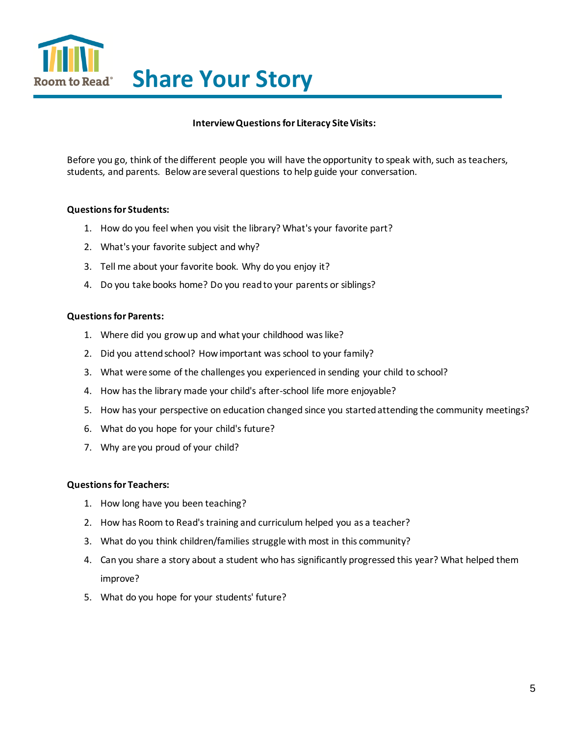# Share Your Story

**Interview Questions for Literacy Site Visits:**

Before you go, think of the different people you will have the opportunity to speak with, such as teachers, students, and parents. Below are several questions to help guide your conversation.

**Questions for Students:**

1. How do you feel when you visit the library? What's your favorite part?
2. What's your favorite subject and why?
3. Tell me about your favorite book. Why do you enjoy it?
4. Do you take books home? Do you read to your parents or siblings?

**Questions for Parents:**

1. Where did you grow up and what your childhood was like?
2. Did you attend school? How important was school to your family?
3. What were some of the challenges you experienced in sending your child to school?
4. How has the library made your child's after-school life more enjoyable?
5. How has your perspective on education changed since you started attending the community meetings?
6. What do you hope for your child's future?
7. Why are you proud of your child?

**Questions for Teachers:**

1. How long have you been teaching?
2. How has Room to Read's training and curriculum helped you as a teacher?
3. What do you think children/families struggle with most in this community?
4. Can you share a story about a student who has significantly progressed this year? What helped them improve?
5. What do you hope for your students' future?